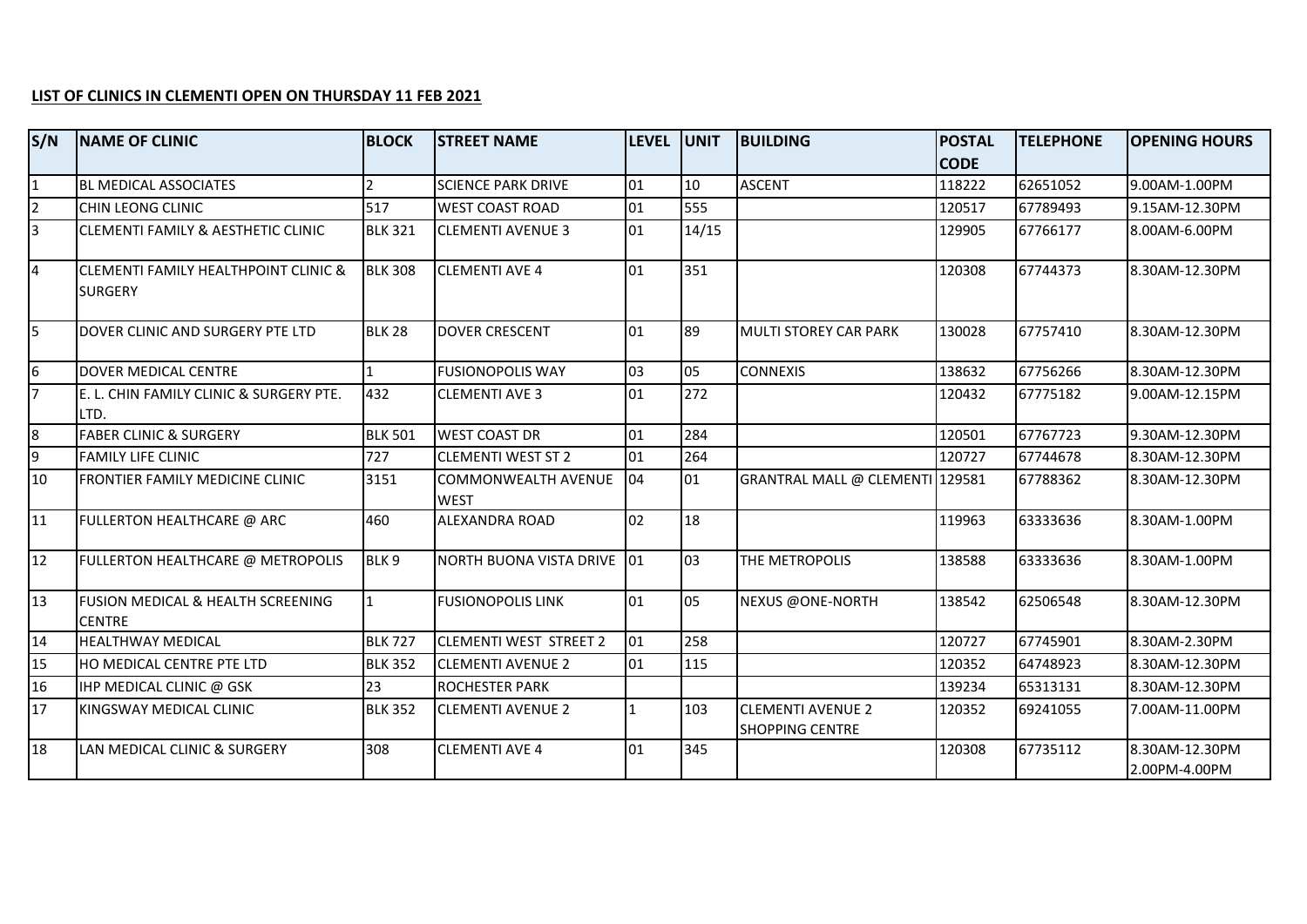**LIST OF CLINICS IN CLEMENTI OPEN ON THURSDAY 11 FEB 2021**

| S/N | NAME OF CLINIC | BLOCK | STREET NAME | LEVEL | UNIT | BUILDING | POSTAL CODE | TELEPHONE | OPENING HOURS |
|---|---|---|---|---|---|---|---|---|---|
| 1 | BL MEDICAL ASSOCIATES | 2 | SCIENCE PARK DRIVE | 01 | 10 | ASCENT | 118222 | 62651052 | 9.00AM-1.00PM |
| 2 | CHIN LEONG CLINIC | 517 | WEST COAST ROAD | 01 | 555 | | 120517 | 67789493 | 9.15AM-12.30PM |
| 3 | CLEMENTI FAMILY & AESTHETIC CLINIC | BLK 321 | CLEMENTI AVENUE 3 | 01 | 14/15 | | 129905 | 67766177 | 8.00AM-6.00PM |
| 4 | CLEMENTI FAMILY HEALTHPOINT CLINIC & SURGERY | BLK 308 | CLEMENTI AVE 4 | 01 | 351 | | 120308 | 67744373 | 8.30AM-12.30PM |
| 5 | DOVER CLINIC AND SURGERY PTE LTD | BLK 28 | DOVER CRESCENT | 01 | 89 | MULTI STOREY CAR PARK | 130028 | 67757410 | 8.30AM-12.30PM |
| 6 | DOVER MEDICAL CENTRE | 1 | FUSIONOPOLIS WAY | 03 | 05 | CONNEXIS | 138632 | 67756266 | 8.30AM-12.30PM |
| 7 | E. L. CHIN FAMILY CLINIC & SURGERY PTE. LTD. | 432 | CLEMENTI AVE 3 | 01 | 272 | | 120432 | 67775182 | 9.00AM-12.15PM |
| 8 | FABER CLINIC & SURGERY | BLK 501 | WEST COAST DR | 01 | 284 | | 120501 | 67767723 | 9.30AM-12.30PM |
| 9 | FAMILY LIFE CLINIC | 727 | CLEMENTI WEST ST 2 | 01 | 264 | | 120727 | 67744678 | 8.30AM-12.30PM |
| 10 | FRONTIER FAMILY MEDICINE CLINIC | 3151 | COMMONWEALTH AVENUE WEST | 04 | 01 | GRANTRAL MALL @ CLEMENTI | 129581 | 67788362 | 8.30AM-12.30PM |
| 11 | FULLERTON HEALTHCARE @ ARC | 460 | ALEXANDRA ROAD | 02 | 18 | | 119963 | 63333636 | 8.30AM-1.00PM |
| 12 | FULLERTON HEALTHCARE @ METROPOLIS | BLK 9 | NORTH BUONA VISTA DRIVE | 01 | 03 | THE METROPOLIS | 138588 | 63333636 | 8.30AM-1.00PM |
| 13 | FUSION MEDICAL & HEALTH SCREENING CENTRE | 1 | FUSIONOPOLIS LINK | 01 | 05 | NEXUS @ONE-NORTH | 138542 | 62506548 | 8.30AM-12.30PM |
| 14 | HEALTHWAY MEDICAL | BLK 727 | CLEMENTI WEST STREET 2 | 01 | 258 | | 120727 | 67745901 | 8.30AM-2.30PM |
| 15 | HO MEDICAL CENTRE PTE LTD | BLK 352 | CLEMENTI AVENUE 2 | 01 | 115 | | 120352 | 64748923 | 8.30AM-12.30PM |
| 16 | IHP MEDICAL CLINIC @ GSK | 23 | ROCHESTER PARK | | | | 139234 | 65313131 | 8.30AM-12.30PM |
| 17 | KINGSWAY MEDICAL CLINIC | BLK 352 | CLEMENTI AVENUE 2 | 1 | 103 | CLEMENTI AVENUE 2 SHOPPING CENTRE | 120352 | 69241055 | 7.00AM-11.00PM |
| 18 | LAN MEDICAL CLINIC & SURGERY | 308 | CLEMENTI AVE 4 | 01 | 345 | | 120308 | 67735112 | 8.30AM-12.30PM 2.00PM-4.00PM |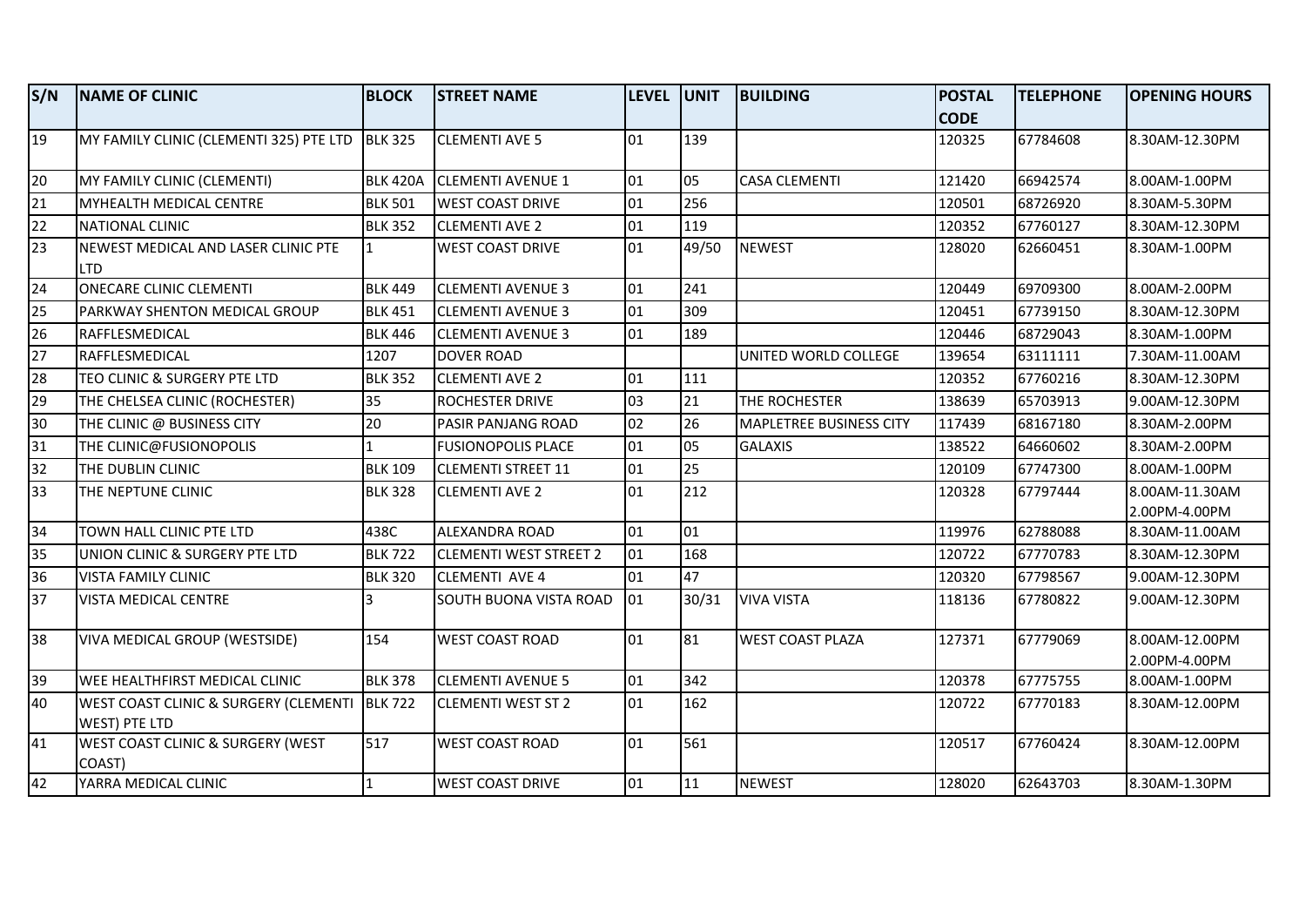| S/N | NAME OF CLINIC | BLOCK | STREET NAME | LEVEL | UNIT | BUILDING | POSTAL CODE | TELEPHONE | OPENING HOURS |
|---|---|---|---|---|---|---|---|---|---|
| 19 | MY FAMILY CLINIC (CLEMENTI 325) PTE LTD | BLK 325 | CLEMENTI AVE 5 | 01 | 139 | | 120325 | 67784608 | 8.30AM-12.30PM |
| 20 | MY FAMILY CLINIC (CLEMENTI) | BLK 420A | CLEMENTI AVENUE 1 | 01 | 05 | CASA CLEMENTI | 121420 | 66942574 | 8.00AM-1.00PM |
| 21 | MYHEALTH MEDICAL CENTRE | BLK 501 | WEST COAST DRIVE | 01 | 256 | | 120501 | 68726920 | 8.30AM-5.30PM |
| 22 | NATIONAL CLINIC | BLK 352 | CLEMENTI AVE 2 | 01 | 119 | | 120352 | 67760127 | 8.30AM-12.30PM |
| 23 | NEWEST MEDICAL AND LASER CLINIC PTE LTD | 1 | WEST COAST DRIVE | 01 | 49/50 | NEWEST | 128020 | 62660451 | 8.30AM-1.00PM |
| 24 | ONECARE CLINIC CLEMENTI | BLK 449 | CLEMENTI AVENUE 3 | 01 | 241 | | 120449 | 69709300 | 8.00AM-2.00PM |
| 25 | PARKWAY SHENTON MEDICAL GROUP | BLK 451 | CLEMENTI AVENUE 3 | 01 | 309 | | 120451 | 67739150 | 8.30AM-12.30PM |
| 26 | RAFFLESMEDICAL | BLK 446 | CLEMENTI AVENUE 3 | 01 | 189 | | 120446 | 68729043 | 8.30AM-1.00PM |
| 27 | RAFFLESMEDICAL | 1207 | DOVER ROAD | | | UNITED WORLD COLLEGE | 139654 | 63111111 | 7.30AM-11.00AM |
| 28 | TEO CLINIC & SURGERY PTE LTD | BLK 352 | CLEMENTI AVE 2 | 01 | 111 | | 120352 | 67760216 | 8.30AM-12.30PM |
| 29 | THE CHELSEA CLINIC (ROCHESTER) | 35 | ROCHESTER DRIVE | 03 | 21 | THE ROCHESTER | 138639 | 65703913 | 9.00AM-12.30PM |
| 30 | THE CLINIC @ BUSINESS CITY | 20 | PASIR PANJANG ROAD | 02 | 26 | MAPLETREE BUSINESS CITY | 117439 | 68167180 | 8.30AM-2.00PM |
| 31 | THE CLINIC@FUSIONOPOLIS | 1 | FUSIONOPOLIS PLACE | 01 | 05 | GALAXIS | 138522 | 64660602 | 8.30AM-2.00PM |
| 32 | THE DUBLIN CLINIC | BLK 109 | CLEMENTI STREET 11 | 01 | 25 | | 120109 | 67747300 | 8.00AM-1.00PM |
| 33 | THE NEPTUNE CLINIC | BLK 328 | CLEMENTI AVE 2 | 01 | 212 | | 120328 | 67797444 | 8.00AM-11.30AM 2.00PM-4.00PM |
| 34 | TOWN HALL CLINIC PTE LTD | 438C | ALEXANDRA ROAD | 01 | 01 | | 119976 | 62788088 | 8.30AM-11.00AM |
| 35 | UNION CLINIC & SURGERY PTE LTD | BLK 722 | CLEMENTI WEST STREET 2 | 01 | 168 | | 120722 | 67770783 | 8.30AM-12.30PM |
| 36 | VISTA FAMILY CLINIC | BLK 320 | CLEMENTI AVE 4 | 01 | 47 | | 120320 | 67798567 | 9.00AM-12.30PM |
| 37 | VISTA MEDICAL CENTRE | 3 | SOUTH BUONA VISTA ROAD | 01 | 30/31 | VIVA VISTA | 118136 | 67780822 | 9.00AM-12.30PM |
| 38 | VIVA MEDICAL GROUP (WESTSIDE) | 154 | WEST COAST ROAD | 01 | 81 | WEST COAST PLAZA | 127371 | 67779069 | 8.00AM-12.00PM 2.00PM-4.00PM |
| 39 | WEE HEALTHFIRST MEDICAL CLINIC | BLK 378 | CLEMENTI AVENUE 5 | 01 | 342 | | 120378 | 67775755 | 8.00AM-1.00PM |
| 40 | WEST COAST CLINIC & SURGERY (CLEMENTI WEST) PTE LTD | BLK 722 | CLEMENTI WEST ST 2 | 01 | 162 | | 120722 | 67770183 | 8.30AM-12.00PM |
| 41 | WEST COAST CLINIC & SURGERY (WEST COAST) | 517 | WEST COAST ROAD | 01 | 561 | | 120517 | 67760424 | 8.30AM-12.00PM |
| 42 | YARRA MEDICAL CLINIC | 1 | WEST COAST DRIVE | 01 | 11 | NEWEST | 128020 | 62643703 | 8.30AM-1.30PM |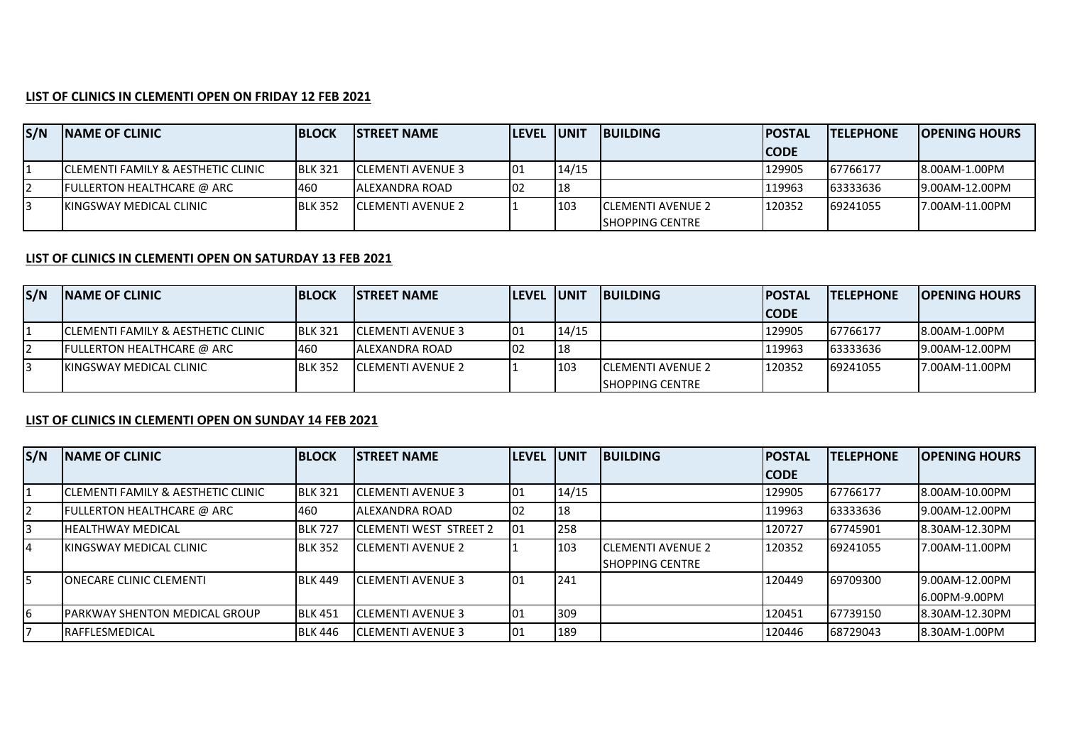**LIST OF CLINICS IN CLEMENTI OPEN ON FRIDAY 12 FEB 2021**

| S/N | NAME OF CLINIC | BLOCK | STREET NAME | LEVEL | UNIT | BUILDING | POSTAL CODE | TELEPHONE | OPENING HOURS |
|---|---|---|---|---|---|---|---|---|---|
| 1 | CLEMENTI FAMILY & AESTHETIC CLINIC | BLK 321 | CLEMENTI AVENUE 3 | 01 | 14/15 | | 129905 | 67766177 | 8.00AM-1.00PM |
| 2 | FULLERTON HEALTHCARE @ ARC | 460 | ALEXANDRA ROAD | 02 | 18 | | 119963 | 63333636 | 9.00AM-12.00PM |
| 3 | KINGSWAY MEDICAL CLINIC | BLK 352 | CLEMENTI AVENUE 2 | 1 | 103 | CLEMENTI AVENUE 2 SHOPPING CENTRE | 120352 | 69241055 | 7.00AM-11.00PM |

**LIST OF CLINICS IN CLEMENTI OPEN ON SATURDAY 13 FEB 2021**

| S/N | NAME OF CLINIC | BLOCK | STREET NAME | LEVEL | UNIT | BUILDING | POSTAL CODE | TELEPHONE | OPENING HOURS |
|---|---|---|---|---|---|---|---|---|---|
| 1 | CLEMENTI FAMILY & AESTHETIC CLINIC | BLK 321 | CLEMENTI AVENUE 3 | 01 | 14/15 | | 129905 | 67766177 | 8.00AM-1.00PM |
| 2 | FULLERTON HEALTHCARE @ ARC | 460 | ALEXANDRA ROAD | 02 | 18 | | 119963 | 63333636 | 9.00AM-12.00PM |
| 3 | KINGSWAY MEDICAL CLINIC | BLK 352 | CLEMENTI AVENUE 2 | 1 | 103 | CLEMENTI AVENUE 2 SHOPPING CENTRE | 120352 | 69241055 | 7.00AM-11.00PM |

**LIST OF CLINICS IN CLEMENTI OPEN ON SUNDAY 14 FEB 2021**

| S/N | NAME OF CLINIC | BLOCK | STREET NAME | LEVEL | UNIT | BUILDING | POSTAL CODE | TELEPHONE | OPENING HOURS |
|---|---|---|---|---|---|---|---|---|---|
| 1 | CLEMENTI FAMILY & AESTHETIC CLINIC | BLK 321 | CLEMENTI AVENUE 3 | 01 | 14/15 | | 129905 | 67766177 | 8.00AM-10.00PM |
| 2 | FULLERTON HEALTHCARE @ ARC | 460 | ALEXANDRA ROAD | 02 | 18 | | 119963 | 63333636 | 9.00AM-12.00PM |
| 3 | HEALTHWAY MEDICAL | BLK 727 | CLEMENTI WEST STREET 2 | 01 | 258 | | 120727 | 67745901 | 8.30AM-12.30PM |
| 4 | KINGSWAY MEDICAL CLINIC | BLK 352 | CLEMENTI AVENUE 2 | 1 | 103 | CLEMENTI AVENUE 2 SHOPPING CENTRE | 120352 | 69241055 | 7.00AM-11.00PM |
| 5 | ONECARE CLINIC CLEMENTI | BLK 449 | CLEMENTI AVENUE 3 | 01 | 241 | | 120449 | 69709300 | 9.00AM-12.00PM 6.00PM-9.00PM |
| 6 | PARKWAY SHENTON MEDICAL GROUP | BLK 451 | CLEMENTI AVENUE 3 | 01 | 309 | | 120451 | 67739150 | 8.30AM-12.30PM |
| 7 | RAFFLESMEDICAL | BLK 446 | CLEMENTI AVENUE 3 | 01 | 189 | | 120446 | 68729043 | 8.30AM-1.00PM |